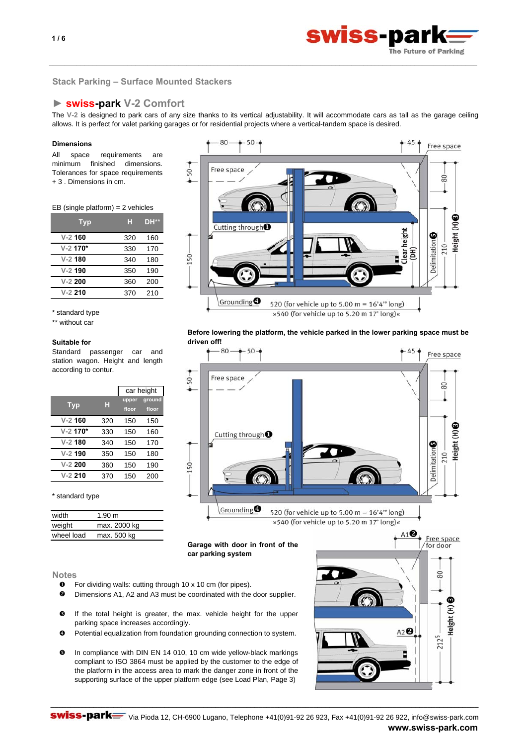## Stack Parking – Surface Mounted Stackers

### ► swiss-park V-2 Comfort

The V-2 is designed to park cars of any size thanks to its vertical adjustability. It will accommodate cars as tall as the garage ceiling allows. It is perfect for valet parking garages or for residential projects where a vertical-tandem space is desired.

**Dimensions**

All space requirements are minimum finished dimensions. Tolerances for space requirements + 3 . Dimensions in cm.

EB (single platform) = 2 vehicles

| Typ | H | DH** |
|---|---|---|
| V-2 160 | 320 | 160 |
| V-2 170* | 330 | 170 |
| V-2 180 | 340 | 180 |
| V-2 190 | 350 | 190 |
| V-2 200 | 360 | 200 |
| V-2 210 | 370 | 210 |

\* standard type
\*\* without car

**Suitable for**

Standard passenger car and station wagon. Height and length according to contur.

| Typ | H | car height upper floor | car height ground floor |
|---|---|---|---|
| V-2 160 | 320 | 150 | 150 |
| V-2 170* | 330 | 150 | 160 |
| V-2 180 | 340 | 150 | 170 |
| V-2 190 | 350 | 150 | 180 |
| V-2 200 | 360 | 150 | 190 |
| V-2 210 | 370 | 150 | 200 |

\* standard type

| | |
|---|---|
| width | 1.90 m |
| weight | max. 2000 kg |
| wheel load | max. 500 kg |

Free space · Cutting through ❶ · Clear height (DH) · Delimitation ❺ · Height (H) ❸ · Grounding ❹ · 80 · 50 · 45 · 150 · 210

520 (for vehicle up to 5.00 m = 16'4" long)
»540 (for vehicle up to 5.20 m 17' long)«

**Before lowering the platform, the vehicle parked in the lower parking space must be driven off!**

520 (for vehicle up to 5.00 m = 16'4" long)
»540 (for vehicle up to 5.20 m 17' long)«

**Garage with door in front of the car parking system**

A1❷ · A2❷ · Free space for door · 80 · Height (H) ❸ · 212,5

### Notes

❶ For dividing walls: cutting through 10 x 10 cm (for pipes).

❷ Dimensions A1, A2 and A3 must be coordinated with the door supplier.

❸ If the total height is greater, the max. vehicle height for the upper parking space increases accordingly.

❹ Potential equalization from foundation grounding connection to system.

❺ In compliance with DIN EN 14 010, 10 cm wide yellow-black markings compliant to ISO 3864 must be applied by the customer to the edge of the platform in the access area to mark the danger zone in front of the supporting surface of the upper platform edge (see Load Plan, Page 3)

swiss-park Via Pioda 12, CH-6900 Lugano, Telephone +41(0)91-92 26 923, Fax +41(0)91-92 26 922, info@swiss-park.com
**www.swiss-park.com**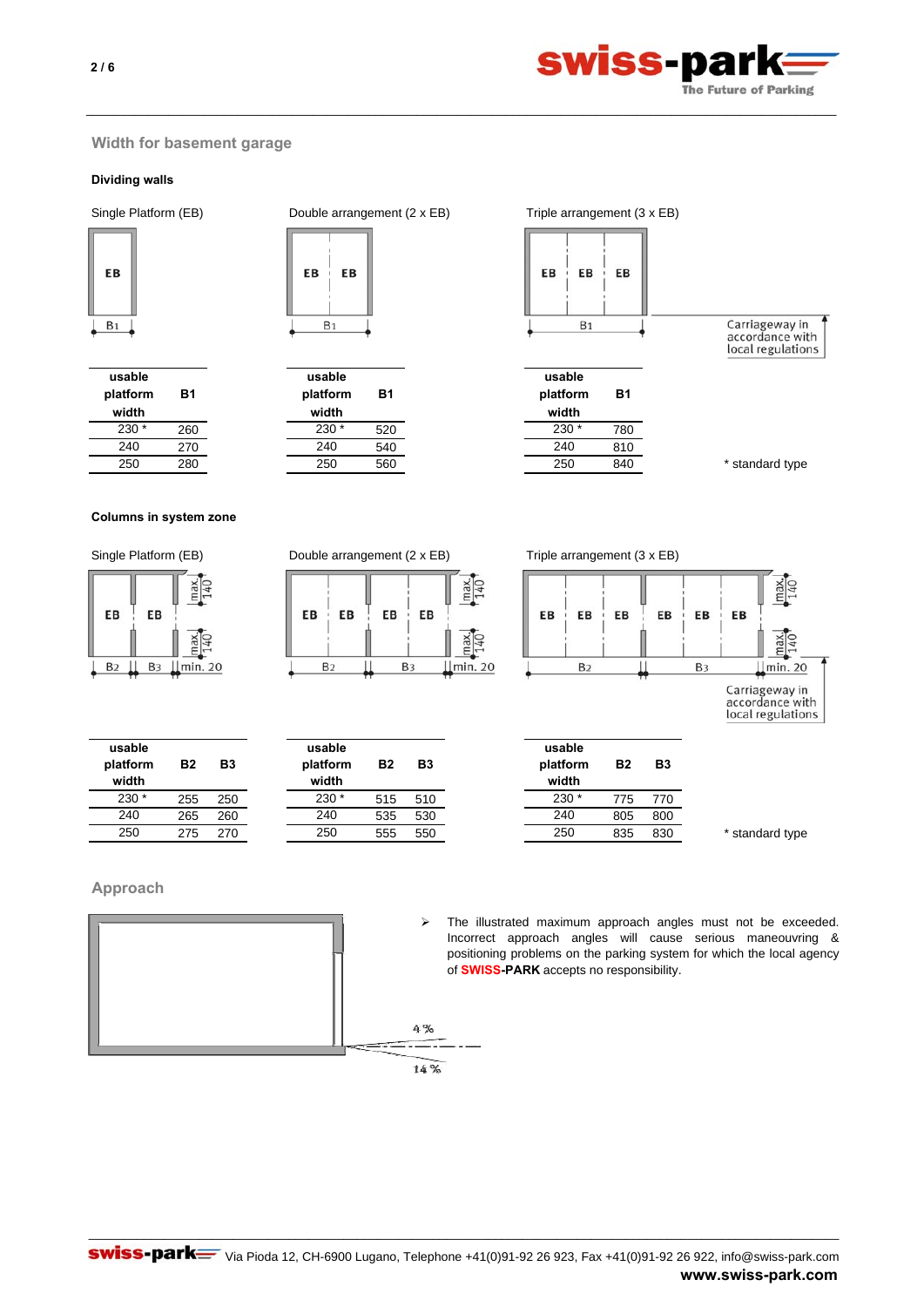## Width for basement garage

### Dividing walls

Single Platform (EB)

| usable platform width | B1 |
|---|---|
| 230 * | 260 |
| 240 | 270 |
| 250 | 280 |

Double arrangement (2 x EB)

| usable platform width | B1 |
|---|---|
| 230 * | 520 |
| 240 | 540 |
| 250 | 560 |

Triple arrangement (3 x EB)

| usable platform width | B1 |
|---|---|
| 230 * | 780 |
| 240 | 810 |
| 250 | 840 |

Carriageway in accordance with local regulations

* standard type

### Columns in system zone

Single Platform (EB)

| usable platform width | B2 | B3 |
|---|---|---|
| 230 * | 255 | 250 |
| 240 | 265 | 260 |
| 250 | 275 | 270 |

Double arrangement (2 x EB)

| usable platform width | B2 | B3 |
|---|---|---|
| 230 * | 515 | 510 |
| 240 | 535 | 530 |
| 250 | 555 | 550 |

Triple arrangement (3 x EB)

| usable platform width | B2 | B3 |
|---|---|---|
| 230 * | 775 | 770 |
| 240 | 805 | 800 |
| 250 | 835 | 830 |

max. 140, min. 20

Carriageway in accordance with local regulations

* standard type

## Approach

4 %

14 %

- The illustrated maximum approach angles must not be exceeded. Incorrect approach angles will cause serious maneouvring & positioning problems on the parking system for which the local agency of **SWISS-PARK** accepts no responsibility.

swiss-park Via Pioda 12, CH-6900 Lugano, Telephone +41(0)91-92 26 923, Fax +41(0)91-92 26 922, info@swiss-park.com

**www.swiss-park.com**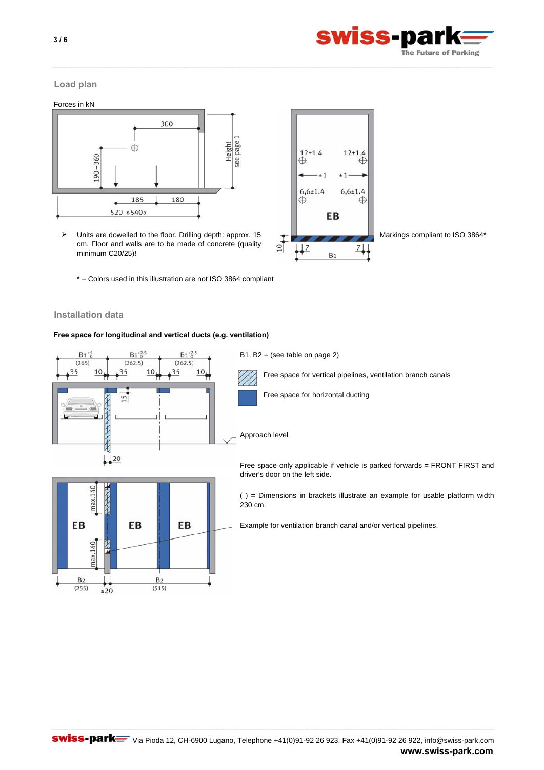## Load plan

Forces in kN

- Units are dowelled to the floor. Drilling depth: approx. 15 cm. Floor and walls are to be made of concrete (quality minimum C20/25)!

Markings compliant to ISO 3864*

\* = Colors used in this illustration are not ISO 3864 compliant

## Installation data

**Free space for longitudinal and vertical ducts (e.g. ventilation)**

B1, B2 = (see table on page 2)

Free space for vertical pipelines, ventilation branch canals

Free space for horizontal ducting

Approach level

Free space only applicable if vehicle is parked forwards = FRONT FIRST and driver's door on the left side.

( ) = Dimensions in brackets illustrate an example for usable platform width 230 cm.

Example for ventilation branch canal and/or vertical pipelines.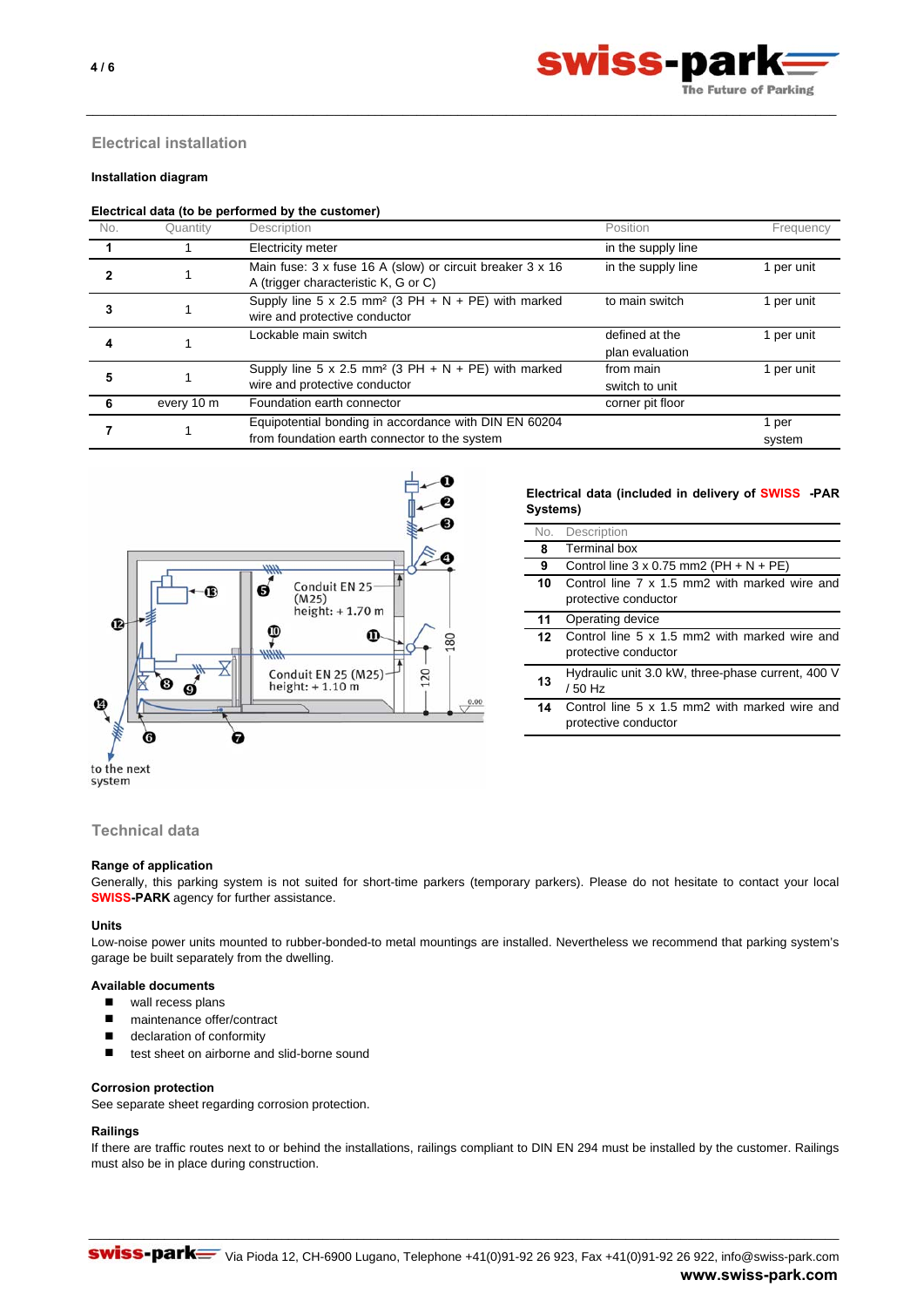## Electrical installation

**Installation diagram**

**Electrical data (to be performed by the customer)**

| No. | Quantity | Description | Position | Frequency |
|---|---|---|---|---|
| **1** | 1 | Electricity meter | in the supply line | |
| **2** | 1 | Main fuse: 3 x fuse 16 A (slow) or circuit breaker 3 x 16 A (trigger characteristic K, G or C) | in the supply line | 1 per unit |
| **3** | 1 | Supply line 5 x 2.5 mm² (3 PH + N + PE) with marked wire and protective conductor | to main switch | 1 per unit |
| **4** | 1 | Lockable main switch | defined at the plan evaluation | 1 per unit |
| **5** | 1 | Supply line 5 x 2.5 mm² (3 PH + N + PE) with marked wire and protective conductor | from main switch to unit | 1 per unit |
| **6** | every 10 m | Foundation earth connector | corner pit floor | |
| **7** | 1 | Equipotential bonding in accordance with DIN EN 60204 from foundation earth connector to the system | | 1 per system |

Conduit EN 25 (M25) height: + 1.70 m

Conduit EN 25 (M25) height: + 1.10 m

to the next system

**Electrical data (included in delivery of SWISS -PARK Systems)**

| No. | Description |
|---|---|
| **8** | Terminal box |
| **9** | Control line 3 x 0.75 mm2 (PH + N + PE) |
| **10** | Control line 7 x 1.5 mm2 with marked wire and protective conductor |
| **11** | Operating device |
| **12** | Control line 5 x 1.5 mm2 with marked wire and protective conductor |
| **13** | Hydraulic unit 3.0 kW, three-phase current, 400 V / 50 Hz |
| **14** | Control line 5 x 1.5 mm2 with marked wire and protective conductor |

## Technical data

**Range of application**

Generally, this parking system is not suited for short-time parkers (temporary parkers). Please do not hesitate to contact your local **SWISS-PARK** agency for further assistance.

**Units**

Low-noise power units mounted to rubber-bonded-to metal mountings are installed. Nevertheless we recommend that parking system's garage be built separately from the dwelling.

**Available documents**

- wall recess plans
- maintenance offer/contract
- declaration of conformity
- test sheet on airborne and slid-borne sound

**Corrosion protection**

See separate sheet regarding corrosion protection.

**Railings**

If there are traffic routes next to or behind the installations, railings compliant to DIN EN 294 must be installed by the customer. Railings must also be in place during construction.

swiss-park Via Pioda 12, CH-6900 Lugano, Telephone +41(0)91-92 26 923, Fax +41(0)91-92 26 922, info@swiss-park.com
**www.swiss-park.com**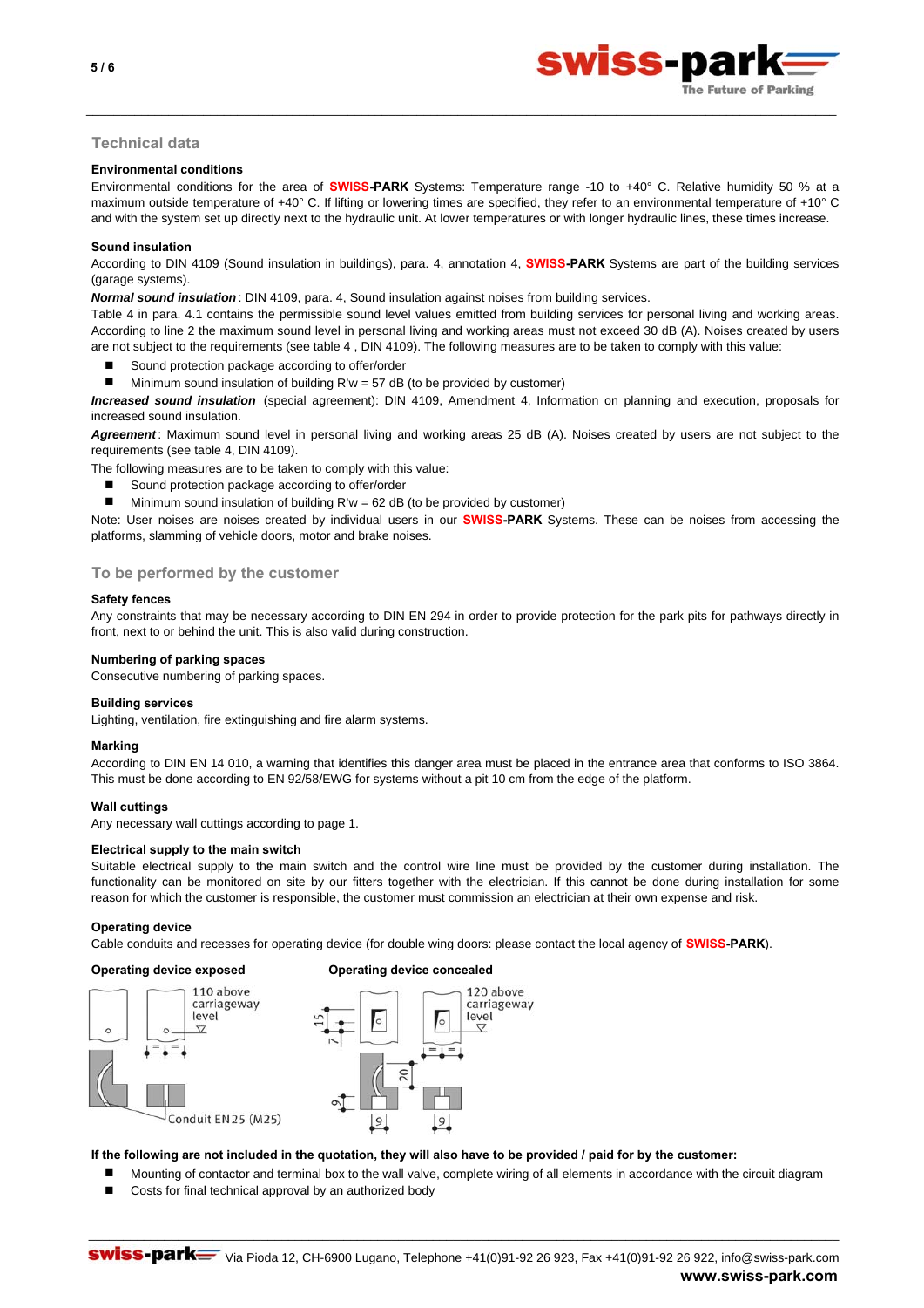## Technical data

**Environmental conditions**

Environmental conditions for the area of **SWISS-PARK** Systems: Temperature range -10 to +40° C. Relative humidity 50 % at a maximum outside temperature of +40° C. If lifting or lowering times are specified, they refer to an environmental temperature of +10° C and with the system set up directly next to the hydraulic unit. At lower temperatures or with longer hydraulic lines, these times increase.

**Sound insulation**

According to DIN 4109 (Sound insulation in buildings), para. 4, annotation 4, **SWISS-PARK** Systems are part of the building services (garage systems).

***Normal sound insulation***: DIN 4109, para. 4, Sound insulation against noises from building services.

Table 4 in para. 4.1 contains the permissible sound level values emitted from building services for personal living and working areas. According to line 2 the maximum sound level in personal living and working areas must not exceed 30 dB (A). Noises created by users are not subject to the requirements (see table 4 , DIN 4109). The following measures are to be taken to comply with this value:

- Sound protection package according to offer/order
- Minimum sound insulation of building R'w = 57 dB (to be provided by customer)

***Increased sound insulation*** (special agreement): DIN 4109, Amendment 4, Information on planning and execution, proposals for increased sound insulation.

***Agreement***: Maximum sound level in personal living and working areas 25 dB (A). Noises created by users are not subject to the requirements (see table 4, DIN 4109).

The following measures are to be taken to comply with this value:

- Sound protection package according to offer/order
- Minimum sound insulation of building R'w = 62 dB (to be provided by customer)

Note: User noises are noises created by individual users in our **SWISS-PARK** Systems. These can be noises from accessing the platforms, slamming of vehicle doors, motor and brake noises.

## To be performed by the customer

**Safety fences**

Any constraints that may be necessary according to DIN EN 294 in order to provide protection for the park pits for pathways directly in front, next to or behind the unit. This is also valid during construction.

**Numbering of parking spaces**

Consecutive numbering of parking spaces.

**Building services**

Lighting, ventilation, fire extinguishing and fire alarm systems.

**Marking**

According to DIN EN 14 010, a warning that identifies this danger area must be placed in the entrance area that conforms to ISO 3864. This must be done according to EN 92/58/EWG for systems without a pit 10 cm from the edge of the platform.

**Wall cuttings**

Any necessary wall cuttings according to page 1.

**Electrical supply to the main switch**

Suitable electrical supply to the main switch and the control wire line must be provided by the customer during installation. The functionality can be monitored on site by our fitters together with the electrician. If this cannot be done during installation for some reason for which the customer is responsible, the customer must commission an electrician at their own expense and risk.

**Operating device**

Cable conduits and recesses for operating device (for double wing doors: please contact the local agency of **SWISS-PARK**).

**Operating device exposed**

110 above carriageway level

Conduit EN25 (M25)

**Operating device concealed**

120 above carriageway level

15, 7, 20, 9, 9, 9

**If the following are not included in the quotation, they will also have to be provided / paid for by the customer:**

- Mounting of contactor and terminal box to the wall valve, complete wiring of all elements in accordance with the circuit diagram
- Costs for final technical approval by an authorized body

Via Pioda 12, CH-6900 Lugano, Telephone +41(0)91-92 26 923, Fax +41(0)91-92 26 922, info@swiss-park.com

**www.swiss-park.com**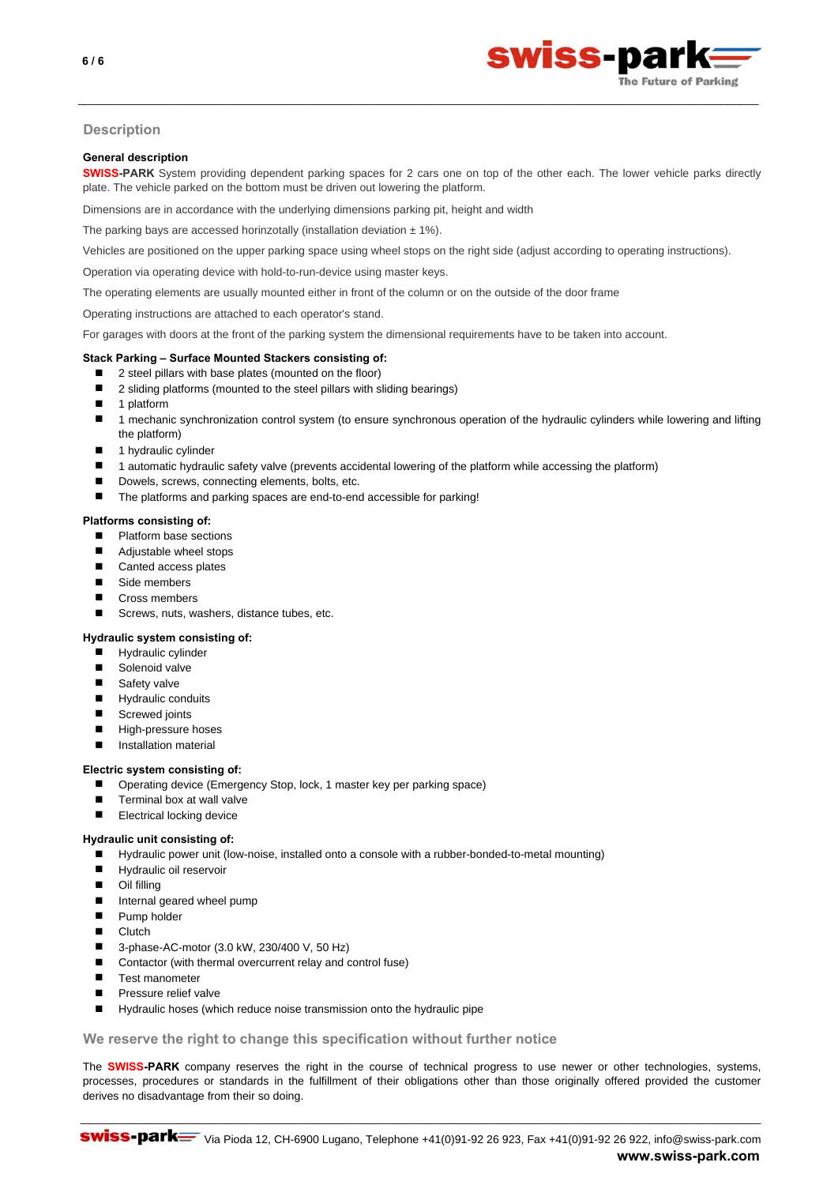## Description

**General description**

**SWISS-PARK** System providing dependent parking spaces for 2 cars one on top of the other each. The lower vehicle parks directly plate. The vehicle parked on the bottom must be driven out lowering the platform.

Dimensions are in accordance with the underlying dimensions parking pit, height and width

The parking bays are accessed horinzotally (installation deviation ± 1%).

Vehicles are positioned on the upper parking space using wheel stops on the right side (adjust according to operating instructions).

Operation via operating device with hold-to-run-device using master keys.

The operating elements are usually mounted either in front of the column or on the outside of the door frame

Operating instructions are attached to each operator's stand.

For garages with doors at the front of the parking system the dimensional requirements have to be taken into account.

**Stack Parking – Surface Mounted Stackers consisting of:**

- 2 steel pillars with base plates (mounted on the floor)
- 2 sliding platforms (mounted to the steel pillars with sliding bearings)
- 1 platform
- 1 mechanic synchronization control system (to ensure synchronous operation of the hydraulic cylinders while lowering and lifting the platform)
- 1 hydraulic cylinder
- 1 automatic hydraulic safety valve (prevents accidental lowering of the platform while accessing the platform)
- Dowels, screws, connecting elements, bolts, etc.
- The platforms and parking spaces are end-to-end accessible for parking!

**Platforms consisting of:**

- Platform base sections
- Adjustable wheel stops
- Canted access plates
- Side members
- Cross members
- Screws, nuts, washers, distance tubes, etc.

**Hydraulic system consisting of:**

- Hydraulic cylinder
- Solenoid valve
- Safety valve
- Hydraulic conduits
- Screwed joints
- High-pressure hoses
- Installation material

**Electric system consisting of:**

- Operating device (Emergency Stop, lock, 1 master key per parking space)
- Terminal box at wall valve
- Electrical locking device

**Hydraulic unit consisting of:**

- Hydraulic power unit (low-noise, installed onto a console with a rubber-bonded-to-metal mounting)
- Hydraulic oil reservoir
- Oil filling
- Internal geared wheel pump
- Pump holder
- Clutch
- 3-phase-AC-motor (3.0 kW, 230/400 V, 50 Hz)
- Contactor (with thermal overcurrent relay and control fuse)
- Test manometer
- Pressure relief valve
- Hydraulic hoses (which reduce noise transmission onto the hydraulic pipe

## We reserve the right to change this specification without further notice

The **SWISS-PARK** company reserves the right in the course of technical progress to use newer or other technologies, systems, processes, procedures or standards in the fulfillment of their obligations other than those originally offered provided the customer derives no disadvantage from their so doing.

swiss-park Via Pioda 12, CH-6900 Lugano, Telephone +41(0)91-92 26 923, Fax +41(0)91-92 26 922, info@swiss-park.com
**www.swiss-park.com**